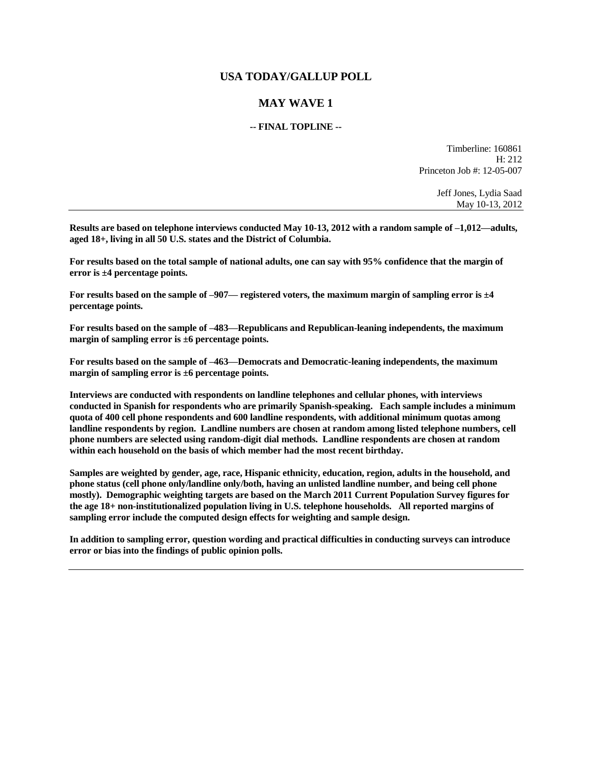# USA TODAY/GALLUP POLL

## MAY WAVE 1

### -- FINAL TOPLINE --

Timberline: 160861
H: 212
Princeton Job #: 12-05-007

Jeff Jones, Lydia Saad
May 10-13, 2012

---

**Results are based on telephone interviews conducted May 10-13, 2012 with a random sample of –1,012—adults, aged 18+, living in all 50 U.S. states and the District of Columbia.**

**For results based on the total sample of national adults, one can say with 95% confidence that the margin of error is ±4 percentage points.**

**For results based on the sample of –907— registered voters, the maximum margin of sampling error is ±4 percentage points.**

**For results based on the sample of –483—Republicans and Republican-leaning independents, the maximum margin of sampling error is ±6 percentage points.**

**For results based on the sample of –463—Democrats and Democratic-leaning independents, the maximum margin of sampling error is ±6 percentage points.**

**Interviews are conducted with respondents on landline telephones and cellular phones, with interviews conducted in Spanish for respondents who are primarily Spanish-speaking. Each sample includes a minimum quota of 400 cell phone respondents and 600 landline respondents, with additional minimum quotas among landline respondents by region. Landline numbers are chosen at random among listed telephone numbers, cell phone numbers are selected using random-digit dial methods. Landline respondents are chosen at random within each household on the basis of which member had the most recent birthday.**

**Samples are weighted by gender, age, race, Hispanic ethnicity, education, region, adults in the household, and phone status (cell phone only/landline only/both, having an unlisted landline number, and being cell phone mostly). Demographic weighting targets are based on the March 2011 Current Population Survey figures for the age 18+ non-institutionalized population living in U.S. telephone households. All reported margins of sampling error include the computed design effects for weighting and sample design.**

**In addition to sampling error, question wording and practical difficulties in conducting surveys can introduce error or bias into the findings of public opinion polls.**

---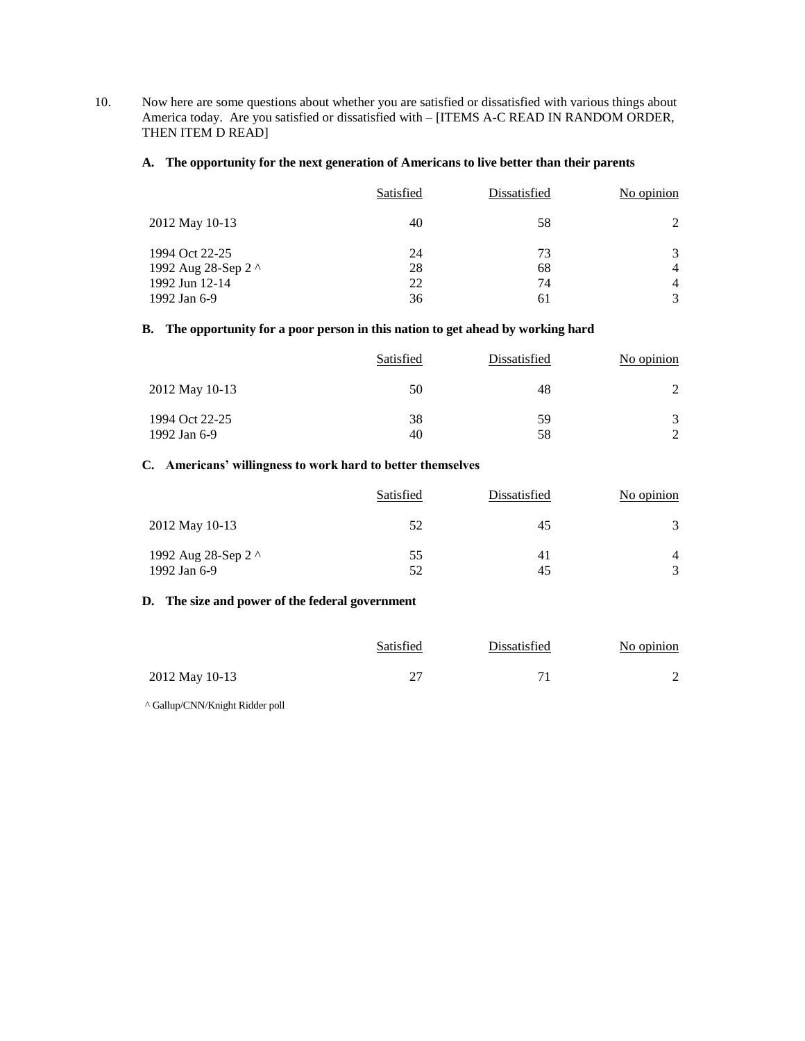10. Now here are some questions about whether you are satisfied or dissatisfied with various things about America today. Are you satisfied or dissatisfied with – [ITEMS A-C READ IN RANDOM ORDER, THEN ITEM D READ]

**A. The opportunity for the next generation of Americans to live better than their parents**

| | Satisfied | Dissatisfied | No opinion |
|---|---|---|---|
| 2012 May 10-13 | 40 | 58 | 2 |
| 1994 Oct 22-25 | 24 | 73 | 3 |
| 1992 Aug 28-Sep 2 ^ | 28 | 68 | 4 |
| 1992 Jun 12-14 | 22 | 74 | 4 |
| 1992 Jan 6-9 | 36 | 61 | 3 |

**B. The opportunity for a poor person in this nation to get ahead by working hard**

| | Satisfied | Dissatisfied | No opinion |
|---|---|---|---|
| 2012 May 10-13 | 50 | 48 | 2 |
| 1994 Oct 22-25 | 38 | 59 | 3 |
| 1992 Jan 6-9 | 40 | 58 | 2 |

**C. Americans' willingness to work hard to better themselves**

| | Satisfied | Dissatisfied | No opinion |
|---|---|---|---|
| 2012 May 10-13 | 52 | 45 | 3 |
| 1992 Aug 28-Sep 2 ^ | 55 | 41 | 4 |
| 1992 Jan 6-9 | 52 | 45 | 3 |

**D. The size and power of the federal government**

| | Satisfied | Dissatisfied | No opinion |
|---|---|---|---|
| 2012 May 10-13 | 27 | 71 | 2 |

^ Gallup/CNN/Knight Ridder poll